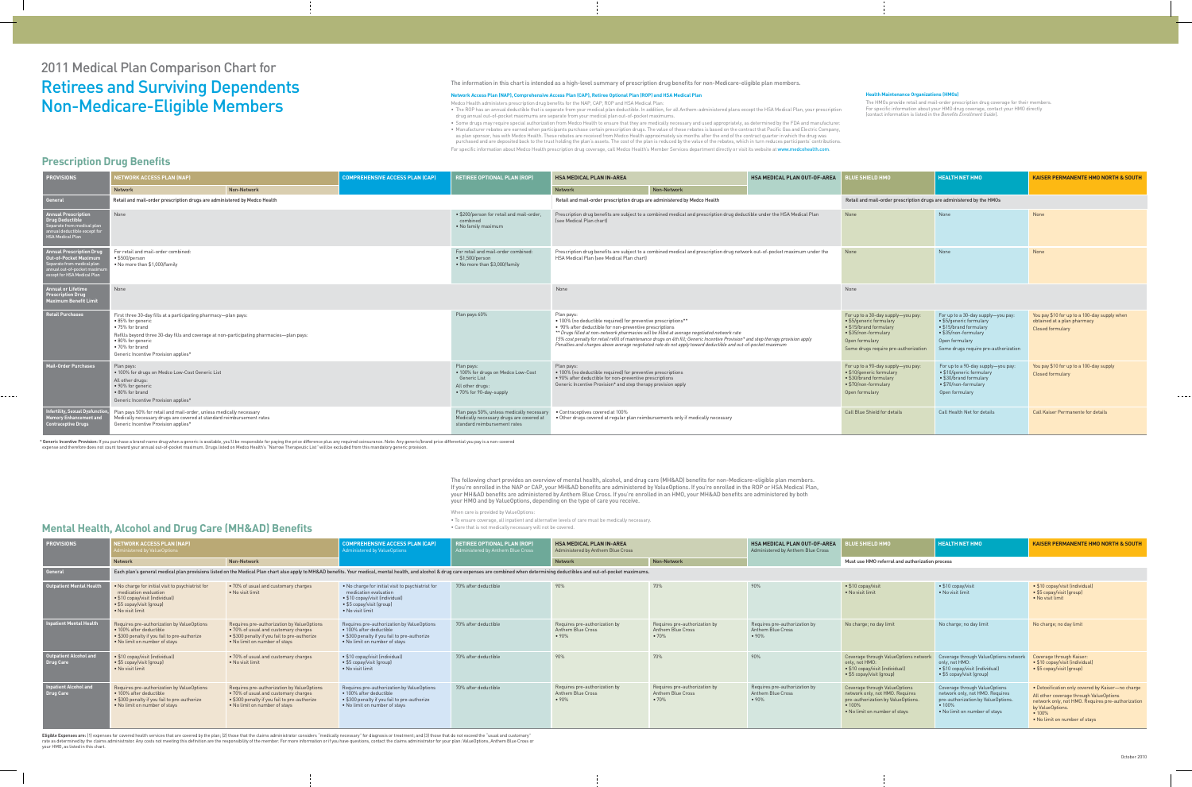# 2011 Medical Plan Comparison Chart for

# Retirees and Surviving Dependents Non-Medicare-Eligible Members

The information in this chart is intended as a high-level summary of prescription drug benefits for non-Medicare-eligible plan members.

**Network Access Plan (NAP), Comprehensive Access Plan (CAP), Retiree Optional Plan (ROP) and HSA Medical Plan**

Medco Health administers prescription drug benefits for the NAP, CAP, ROP and HSA Medical Plan:

- The ROP has an annual deductible that is separate from your medical plan deductible. In addition, for all Anthem-administered plans except the HSA Medical Plan, your prescription drug annual out-of-pocket maximums are separate from your medical plan out-of-pocket maximums.
- Some drugs may require special authorization from Medco Health to ensure that they are medically necessary and used appropriately, as determined by the FDA and manufacturer.
- Manufacturer rebates are earned when participants purchase certain prescription drugs. The value of these rebates is based on the contract that Pacific Gas and Electric Company, as plan sponsor, has with Medco Health. These rebates are received from Medco Health approximately six months after the end of the contract quarter in which the drug was purchased and are deposited back to the trust holding the plan's assets. The cost of the plan is reduced by the value of the rebates, which in turn reduces participants' contributions.

For specific information about Medco Health prescription drug coverage, call Medco Health's Member Services department directly or visit its website at www.medcohealth.com.

**Health Maintenance Organizations (HMOs)**

The HMOs provide retail and mail-order prescription drug coverage for their members. For specific information about your HMO drug coverage, contact your HMO directly (contact information is listed in the *Benefits Enrollment Guide*).

## Prescription Drug Benefits

| PROVISIONS | NETWORK ACCESS PLAN (NAP) | | COMPREHENSIVE ACCESS PLAN (CAP) | RETIREE OPTIONAL PLAN (ROP) | HSA MEDICAL PLAN IN-AREA | | HSA MEDICAL PLAN OUT-OF-AREA | BLUE SHIELD HMO | HEALTH NET HMO | KAISER PERMANENTE HMO NORTH & SOUTH |
|---|---|---|---|---|---|---|---|---|---|---|
| | Network | Non-Network | | | Network | Non-Network | | | | |
| General | Retail and mail-order prescription drugs are administered by Medco Health | | | | Retail and mail-order prescription drugs are administered by Medco Health | | | Retail and mail-order prescription drugs are administered by the HMOs | | |
| Annual Prescription Drug Deductible Separate from medical plan annual deductible except for HSA Medical Plan | None | | | • $200/person for retail and mail-order, combined • No family maximum | Prescription drug benefits are subject to a combined medical and prescription drug deductible under the HSA Medical Plan (see Medical Plan chart) | | | None | None | None |
| Annual Prescription Drug Out-of-Pocket Maximum Separate from medical plan annual out-of-pocket maximum except for HSA Medical Plan | For retail and mail-order combined: • $500/person • No more than $1,000/family | | | For retail and mail-order combined: • $1,500/person • No more than $3,000/family | Prescription drug benefits are subject to a combined medical and prescription drug network out-of-pocket maximum under the HSA Medical Plan (see Medical Plan chart) | | | None | None | None |
| Annual or Lifetime Prescription Drug Maximum Benefit Limit | None | | | | None | | | None | | |
| Retail Purchases | First three 30-day fills at a participating pharmacy—plan pays: • 85% for generic • 75% for brand Refills beyond three 30-day fills and coverage at non-participating pharmacies—plan pays: • 80% for generic • 70% for brand Generic Incentive Provision applies* | | | Plan pays 60% | Plan pays: • 100% (no deductible required) for preventive prescriptions** • 90% after deductible for non-preventive prescriptions ** Drugs filled at non-network pharmacies will be filled at average negotiated network rate 15% cost penalty for retail refill of maintenance drugs on 4th fill; Generic Incentive Provision* and step therapy provision apply. Penalties and charges above average negotiated rate do not apply toward deductible and out-of-pocket maximum | | | For up to a 30-day supply—you pay: • $5/generic formulary • $15/brand formulary • $35/non-formulary Open formulary Some drugs require pre-authorization | For up to a 30-day supply—you pay: • $5/generic formulary • $15/brand formulary • $35/non-formulary Open formulary Some drugs require pre-authorization | You pay $10 for up to a 100-day supply when obtained at a plan pharmacy Closed formulary |
| Mail-Order Purchases | Plan pays: • 100% for drugs on Medco Low-Cost Generic List All other drugs: • 90% for generic • 80% for brand Generic Incentive Provision applies* | | | Plan pays: • 100% for drugs on Medco Low-Cost Generic List All other drugs: • 70% for 90-day-supply | Plan pays: • 100% (no deductible required) for preventive prescriptions • 90% after deductible for non-preventive prescriptions Generic Incentive Provision* and step therapy provision apply | | | For up to a 90-day supply—you pay: • $10/generic formulary • $30/brand formulary • $70/non-formulary Open formulary | For up to a 90-day supply—you pay: • $10/generic formulary • $30/brand formulary • $70/non-formulary Open formulary | You pay $10 for up to a 100-day supply Closed formulary |
| Infertility, Sexual Dysfunction, Memory Enhancement and Contraceptive Drugs | Plan pays 50% for retail and mail-order, unless medically necessary Medically necessary drugs are covered at standard reimbursement rates Generic Incentive Provision applies* | | | Plan pays 50%, unless medically necessary Medically necessary drugs are covered at standard reimbursement rates | • Contraceptives covered at 100% • Other drugs covered at regular plan reimbursements only if medically necessary | | | Call Blue Shield for details | Call Health Net for details | Call Kaiser Permanente for details |

* **Generic Incentive Provision:** If you purchase a brand-name drug when a generic is available, you'll be responsible for paying the price difference plus any required coinsurance. Note: Any generic/brand price differential you pay is a non-covered expense and therefore does not count toward your annual out-of-pocket maximum. Drugs listed on Medco Health's "Narrow Therapeutic List" will be excluded from this mandatory generic provision.

The following chart provides an overview of mental health, alcohol, and drug care (MH&AD) benefits for non-Medicare-eligible plan members. If you're enrolled in the NAP or CAP, your MH&AD benefits are administered by ValueOptions. If you're enrolled in the ROP or HSA Medical Plan, your MH&AD benefits are administered by Anthem Blue Cross. If you're enrolled in an HMO, your MH&AD benefits are administered by both your HMO and by ValueOptions, depending on the type of care you receive.

When care is provided by ValueOptions:

- To ensure coverage, all inpatient and alternative levels of care must be medically necessary.
- Care that is not medically necessary will not be covered.

## Mental Health, Alcohol and Drug Care (MH&AD) Benefits

| PROVISIONS | NETWORK ACCESS PLAN (NAP) Administered by ValueOptions | | COMPREHENSIVE ACCESS PLAN (CAP) Administered by ValueOptions | RETIREE OPTIONAL PLAN (ROP) Administered by Anthem Blue Cross | HSA MEDICAL PLAN IN-AREA Administered by Anthem Blue Cross | | HSA MEDICAL PLAN OUT-OF-AREA Administered by Anthem Blue Cross | BLUE SHIELD HMO | HEALTH NET HMO | KAISER PERMANENTE HMO NORTH & SOUTH |
|---|---|---|---|---|---|---|---|---|---|---|
| | Network | Non-Network | | | Network | Non-Network | | Must use HMO referral and authorization process | | |
| General | Each plan's general medical plan provisions listed on the Medical Plan chart also apply to MH&AD benefits. Your medical, mental health, and alcohol & drug care expenses are combined when determining deductibles and out-of-pocket maximums. | | | | | | | | | |
| Outpatient Mental Health | • No charge for initial visit to psychiatrist for medication evaluation • $10 copay/visit (individual) • $5 copay/visit (group) • No visit limit | • 70% of usual and customary charges • No visit limit | • No charge for initial visit to psychiatrist for medication evaluation • $10 copay/visit (individual) • $5 copay/visit (group) • No visit limit | 70% after deductible | 90% | 70% | 90% | • $10 copay/visit • No visit limit | • $10 copay/visit • No visit limit | • $10 copay/visit (individual) • $5 copay/visit (group) • No visit limit |
| Inpatient Mental Health | Requires pre-authorization by ValueOptions • 100% after deductible • $300 penalty if you fail to pre-authorize • No limit on number of stays | Requires pre-authorization by ValueOptions • 70% of usual and customary charges • $300 penalty if you fail to pre-authorize • No limit on number of stays | Requires pre-authorization by ValueOptions • 100% after deductible • $300 penalty if you fail to pre-authorize • No limit on number of stays | 70% after deductible | Requires pre-authorization by Anthem Blue Cross • 90% | Requires pre-authorization by Anthem Blue Cross • 70% | Requires pre-authorization by Anthem Blue Cross • 90% | No charge; no day limit | No charge; no day limit | No charge; no day limit |
| Outpatient Alcohol and Drug Care | • $10 copay/visit (individual) • $5 copay/visit (group) • No visit limit | • 70% of usual and customary charges • No visit limit | • $10 copay/visit (individual) • $5 copay/visit (group) • No visit limit | 70% after deductible | 90% | 70% | 90% | Coverage through ValueOptions network only, not HMO: • $10 copay/visit (individual) • $5 copay/visit (group) | Coverage through ValueOptions network only, not HMO: • $10 copay/visit (individual) • $5 copay/visit (group) | Coverage through Kaiser: • $10 copay/visit (individual) • $5 copay/visit (group) |
| Inpatient Alcohol and Drug Care | Requires pre-authorization by ValueOptions • 100% after deductible • $300 penalty if you fail to pre-authorize • No limit on number of stays | Requires pre-authorization by ValueOptions • 70% of usual and customary charges • $300 penalty if you fail to pre-authorize • No limit on number of stays | Requires pre-authorization by ValueOptions • 100% after deductible • $300 penalty if you fail to pre-authorize • No limit on number of stays | 70% after deductible | Requires pre-authorization by Anthem Blue Cross • 90% | Requires pre-authorization by Anthem Blue Cross • 70% | Requires pre-authorization by Anthem Blue Cross • 90% | Coverage through ValueOptions network only, not HMO. Requires pre-authorization by ValueOptions. • 100% • No limit on number of stays | Coverage through ValueOptions network only, not HMO. Requires pre-authorization by ValueOptions. • 100% • No limit on number of stays | • Detoxification only covered by Kaiser—no charge All other coverage through ValueOptions network only, not HMO. Requires pre-authorization by ValueOptions. • 100% • No limit on number of stays |

**Eligible Expenses are:** (1) expenses for covered health services that are covered by the plan; (2) those that the claims administrator considers "medically necessary" for diagnosis or treatment; and (3) those that do not exceed the "usual and customary" rate as determined by the claims administrator. Any costs not meeting this definition are the responsibility of the member. For more information or if you have questions, contact the claims administrator for your plan: ValueOptions, Anthem Blue Cross or your HMO, as listed in this chart.

October 2010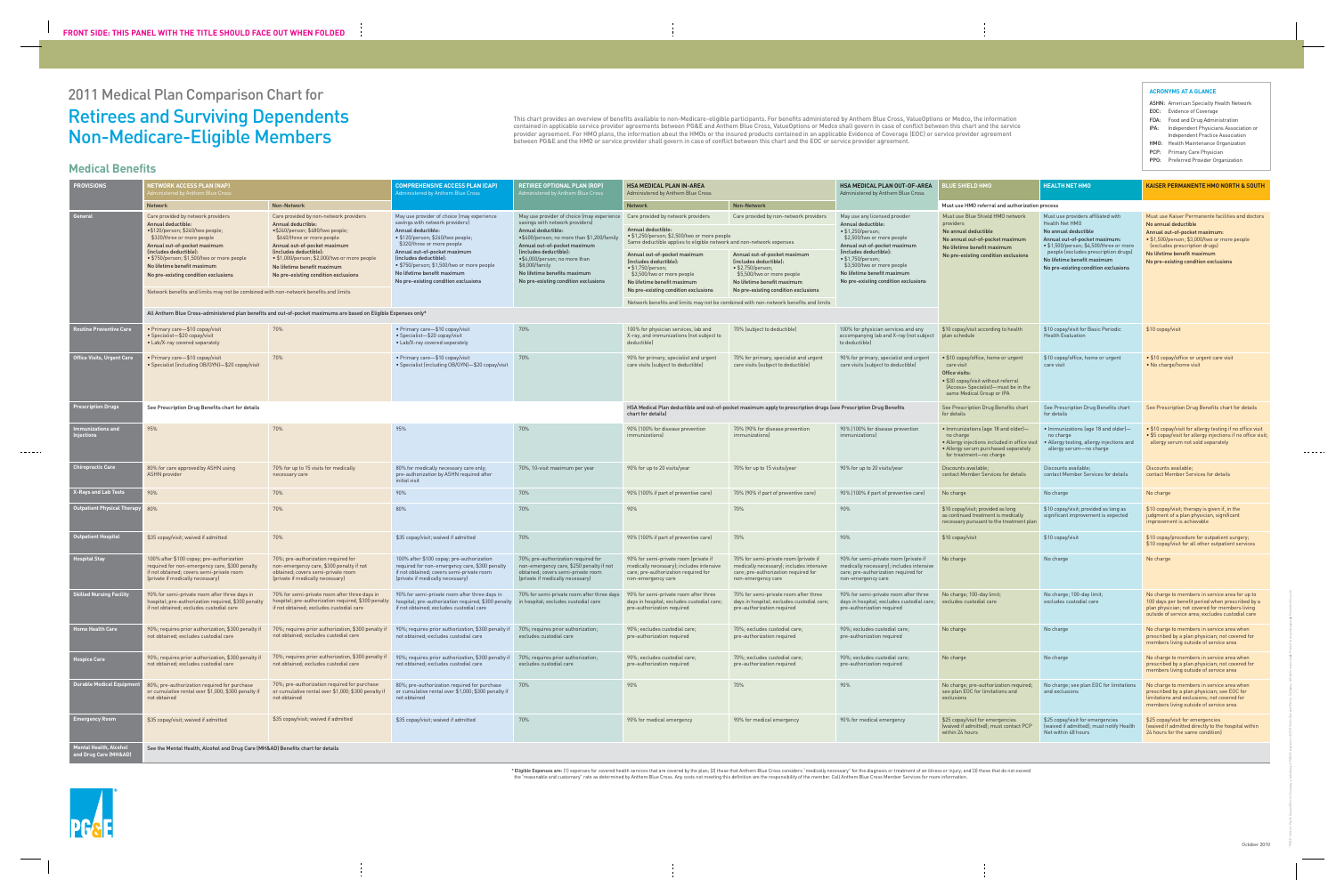FRONT SIDE: THIS PANEL WITH THE TITLE SHOULD FACE OUT WHEN FOLDED

# 2011 Medical Plan Comparison Chart for
# Retirees and Surviving Dependents Non-Medicare-Eligible Members

This chart provides an overview of benefits available to non-Medicare-eligible participants. For benefits administered by Anthem Blue Cross, ValueOptions or Medco, the information contained in applicable service provider agreements between PG&E and Anthem Blue Cross, ValueOptions or Medco shall govern in case of conflict between this chart and the service provider agreement. For HMO plans, the information about the HMOs or the insured products contained in an applicable Evidence of Coverage (EOC) or service provider agreement between PG&E and the HMO or service provider shall govern in case of conflict between this chart and the EOC or service provider agreement.

**ACRONYMS AT A GLANCE**

- **ASHN:** American Specialty Health Network
- **EOC:** Evidence of Coverage
- **FDA:** Food and Drug Administration
- **IPA:** Independent Physicians Association or Independent Practice Association
- **HMO:** Health Maintenance Organization
- **PCP:** Primary Care Physician
- **PPO:** Preferred Provider Organization

## Medical Benefits

| PROVISIONS | NETWORK ACCESS PLAN (NAP) Administered by Anthem Blue Cross | | COMPREHENSIVE ACCESS PLAN (CAP) Administered by Anthem Blue Cross | RETIREE OPTIONAL PLAN (ROP) Administered by Anthem Blue Cross | HSA MEDICAL PLAN IN-AREA Administered by Anthem Blue Cross | | HSA MEDICAL PLAN OUT-OF-AREA Administered by Anthem Blue Cross | BLUE SHIELD HMO | HEALTH NET HMO | KAISER PERMANENTE HMO NORTH & SOUTH |
|---|---|---|---|---|---|---|---|---|---|---|
| | Network | Non-Network | | | Network | Non-Network | | Must use HMO referral and authorization process | | |
| General | Care provided by network providers<br>**Annual deductible:**<br>•$120/person; $240/two people; $320/three or more people<br>**Annual out-of-pocket maximum (includes deductible):**<br>• $750/person; $1,500/two or more people<br>**No lifetime benefit maximum**<br>**No pre-existing condition exclusions**<br>Network benefits and limits may not be combined with non-network benefits and limits | Care provided by non-network providers<br>**Annual deductible:**<br>•$240/person; $480/two people; $640/three or more people<br>**Annual out-of-pocket maximum (includes deductible):**<br>• $1,000/person; $2,000/two or more people<br>**No lifetime benefit maximum**<br>**No pre-existing condition exclusions** | May use provider of choice (may experience savings with network providers)<br>**Annual deductible:**<br>• $120/person; $240/two people; $320/three or more people<br>**Annual out-of-pocket maximum (includes deductible):**<br>• $750/person; $1,500/two or more people<br>**No lifetime benefit maximum**<br>**No pre-existing condition exclusions** | May use provider of choice (may experience savings with network providers)<br>**Annual deductible:**<br>•$400/person; no more than $1,200/family<br>**Annual out-of-pocket maximum (includes deductible):**<br>•$4,000/person; no more than $8,000/family<br>**No lifetime benefits maximum**<br>**No pre-existing condition exclusions** | Care provided by network providers<br>**Annual deductible:**<br>• $1,250/person; $2,500/two or more people<br>Same deductible applies to eligible network and non-network expenses<br>**Annual out-of-pocket maximum (includes deductible):**<br>• $1,750/person; $3,500/two or more people<br>**No lifetime benefit maximum**<br>**No pre-existing condition exclusions**<br>Network benefits and limits may not be combined with non-network benefits and limits | Care provided by non-network providers<br>**Annual out-of-pocket maximum (includes deductible):**<br>• $2,750/person; $5,500/two or more people<br>**No lifetime benefit maximum**<br>**No pre-existing condition exclusions** | May use any licensed provider<br>**Annual deductible:**<br>• $1,250/person; $2,500/two or more people<br>**Annual out-of-pocket maximum (includes deductible):**<br>• $1,750/person; $3,500/two or more people<br>**No lifetime benefit maximum**<br>**No pre-existing condition exclusions** | Must use Blue Shield HMO network providers<br>**No annual deductible**<br>**No annual out-of-pocket maximum**<br>**No lifetime benefit maximum**<br>**No pre-existing condition exclusions** | Must use providers affiliated with Health Net HMO<br>**No annual deductible**<br>**Annual out-of-pocket maximum:**<br>• $1,500/person; $4,500/three or more people (excludes prescription drugs)<br>**No lifetime benefit maximum**<br>**No pre-existing condition exclusions** | Must use Kaiser Permanente facilities and doctors<br>**No annual deductible**<br>**Annual out-of-pocket maximum:**<br>• $1,500/person; $3,000/two or more people (excludes prescription drugs)<br>**No lifetime benefit maximum**<br>**No pre-existing condition exclusions** |
| | All Anthem Blue Cross-administered plan benefits and out-of-pocket maximums are based on Eligible Expenses only* | | | | | | | | | |
| Routine Preventive Care | • Primary care—$10 copay/visit<br>• Specialist—$20 copay/visit<br>• Lab/X-ray covered separately | 70% | • Primary care—$10 copay/visit<br>• Specialist—$20 copay/visit<br>• Lab/X-ray covered separately | 70% | 100% for physician services, lab and X-ray, and immunizations (not subject to deductible) | 70% (subject to deductible) | 100% for physician services and any accompanying lab and X-ray (not subject to deductible) | $10 copay/visit according to health plan schedule | $10 copay/visit for Basic Periodic Health Evaluation | $10 copay/visit |
| Office Visits, Urgent Care | • Primary care—$10 copay/visit<br>• Specialist (including OB/GYN)—$20 copay/visit | 70% | • Primary care—$10 copay/visit<br>• Specialist (including OB/GYN)—$20 copay/visit | 70% | 90% for primary, specialist and urgent care visits (subject to deductible) | 70% for primary, specialist and urgent care visits (subject to deductible) | 90% for primary, specialist and urgent care visits (subject to deductible) | • $10 copay/office, home or urgent care visit<br>**Office visits:**<br>• $30 copay/visit without referral (Access+ Specialist)—must be in the same Medical Group or IPA | $10 copay/office, home or urgent care visit | • $10 copay/office or urgent care visit<br>• No charge/home visit |
| Prescription Drugs | See Prescription Drug Benefits chart for details | | | | HSA Medical Plan deductible and out-of-pocket maximum apply to prescription drugs (see Prescription Drug Benefits chart for details) | | | See Prescription Drug Benefits chart for details | See Prescription Drug Benefits chart for details | See Prescription Drug Benefits chart for details |
| Immunizations and Injections | 95% | 70% | 95% | 70% | 90% (100% for disease prevention immunizations) | 70% (90% for disease prevention immunizations) | 90% (100% for disease prevention immunizations) | • Immunizations (age 18 and older)—no charge<br>• Allergy injections included in office visit<br>• Allergy serum purchased separately for treatment—no charge | • Immunizations (age 18 and older)—no charge<br>• Allergy testing, allergy injections and allergy serum—no charge | • $10 copay/visit for allergy testing if no office visit<br>• $5 copay/visit for allergy injections if no office visit; allergy serum not sold separately |
| Chiropractic Care | 80% for care approved by ASHN using ASHN provider | 70% for up to 15 visits for medically necessary care | 80% for medically necessary care only; pre-authorization by ASHN required after initial visit | 70%, 10-visit maximum per year | 90% for up to 20 visits/year | 70% for up to 15 visits/year | 90% for up to 20 visits/year | Discounts available; contact Member Services for details | Discounts available; contact Member Services for details | Discounts available; contact Member Services for details |
| X-Rays and Lab Tests | 90% | 70% | 90% | 70% | 90% (100% if part of preventive care) | 70% (90% if part of preventive care) | 90% (100% if part of preventive care) | No charge | No charge | No charge |
| Outpatient Physical Therapy | 80% | 70% | 80% | 70% | 90% | 70% | 90% | $10 copay/visit; provided as long as continued treatment is medically necessary pursuant to the treatment plan | $10 copay/visit; provided as long as significant improvement is expected | $10 copay/visit; therapy is given if, in the judgment of a plan physician, significant improvement is achievable |
| Outpatient Hospital | $35 copay/visit; waived if admitted | 70% | $35 copay/visit; waived if admitted | 70% | 90% (100% if part of preventive care) | 70% | 90% | $10 copay/visit | $10 copay/visit | $10 copay/procedure for outpatient surgery; $10 copay/visit for all other outpatient services |
| Hospital Stay | 100% after $100 copay; pre-authorization required for non-emergency care, $300 penalty if not obtained; covers semi-private room (private if medically necessary) | 70%; pre-authorization required for non-emergency care; $300 penalty if not obtained; covers semi-private room (private if medically necessary) | 100% after $100 copay; pre-authorization required for non-emergency care, $300 penalty if not obtained; covers semi-private room (private if medically necessary) | 70%; pre-authorization required for non-emergency care, $250 penalty if not obtained; covers semi-private room (private if medically necessary) | 90% for semi-private room (private if medically necessary); includes intensive care; pre-authorization required for non-emergency care | 70% for semi-private room (private if medically necessary); includes intensive care; pre-authorization required for non-emergency care | 90% for semi-private room (private if medically necessary); includes intensive care; pre-authorization required for non-emergency care | No charge | No charge | No charge |
| Skilled Nursing Facility | 90% for semi-private room after three days in hospital; pre-authorization required, $300 penalty if not obtained; excludes custodial care | 70% for semi-private room after three days in hospital; pre-authorization required, $300 penalty if not obtained; excludes custodial care | 90% for semi-private room after three days in hospital; pre-authorization required, $300 penalty if not obtained; excludes custodial care | 70% for semi-private room after three days in hospital; excludes custodial care | 90% for semi-private room after three days in hospital; excludes custodial care; pre-authorization required | 70% for semi-private room after three days in hospital; excludes custodial care; pre-authorization required | 90% for semi-private room after three days in hospital; excludes custodial care; pre-authorization required | No charge; 100-day limit; excludes custodial care | No charge; 100-day limit; excludes custodial care | No charge to members in service area for up to 100 days per benefit period when prescribed by a plan physician; not covered for members living outside of service area; excludes custodial care |
| Home Health Care | 90%; requires prior authorization, $300 penalty if not obtained; excludes custodial care | 70%; requires prior authorization, $300 penalty if not obtained; excludes custodial care | 90%; requires prior authorization, $300 penalty if not obtained; excludes custodial care | 70%; requires prior authorization; excludes custodial care | 90%; excludes custodial care; pre-authorization required | 70%; excludes custodial care; pre-authorization required | 90%; excludes custodial care; pre-authorization required | No charge | No charge | No charge to members in service area when prescribed by a plan physician; not covered for members living outside of service area |
| Hospice Care | 90%; requires prior authorization, $300 penalty if not obtained; excludes custodial care | 70%; requires prior authorization, $300 penalty if not obtained; excludes custodial care | 90%; requires prior authorization, $300 penalty if not obtained; excludes custodial care | 70%; requires prior authorization; excludes custodial care | 90%; excludes custodial care; pre-authorization required | 70%; excludes custodial care; pre-authorization required | 90%; excludes custodial care; pre-authorization required | No charge | No charge | No charge to members in service area when prescribed by a plan physician; not covered for members living outside of service area |
| Durable Medical Equipment | 80%; pre-authorization required for purchase or cumulative rental over $1,000; $300 penalty if not obtained | 70%; pre-authorization required for purchase or cumulative rental over $1,000; $300 penalty if not obtained | 80%; pre-authorization required for purchase or cumulative rental over $1,000; $300 penalty if not obtained | 70% | 90% | 70% | 90% | No charge; pre-authorization required; see plan EOC for limitations and exclusions | No charge; see plan EOC for limitations and exclusions | No charge to members in service area when prescribed by a plan physician; see EOC for limitations and exclusions; not covered for members living outside of service area |
| Emergency Room | $35 copay/visit; waived if admitted | $35 copay/visit; waived if admitted | $35 copay/visit; waived if admitted | 70% | 90% for medical emergency | 90% for medical emergency | 90% for medical emergency | $25 copay/visit for emergencies (waived if admitted); must contact PCP within 24 hours | $25 copay/visit for emergencies (waived if admitted); must notify Health Net within 48 hours | $25 copay/visit for emergencies (waived if admitted directly to the hospital within 24 hours for the same condition) |
| Mental Health, Alcohol and Drug Care (MH&AD) | See the Mental Health, Alcohol and Drug Care (MH&AD) Benefits chart for details | | | | | | | | | |

* **Eligible Expenses are:** (1) expenses for covered health services that are covered by the plan; (2) those that Anthem Blue Cross considers "medically necessary" for the diagnosis or treatment of an illness or injury; and (3) those that do not exceed the "reasonable and customary" rate as determined by Anthem Blue Cross. Any costs not meeting this definition are the responsibility of the member. Call Anthem Blue Cross Member Services for more information.

October 2010